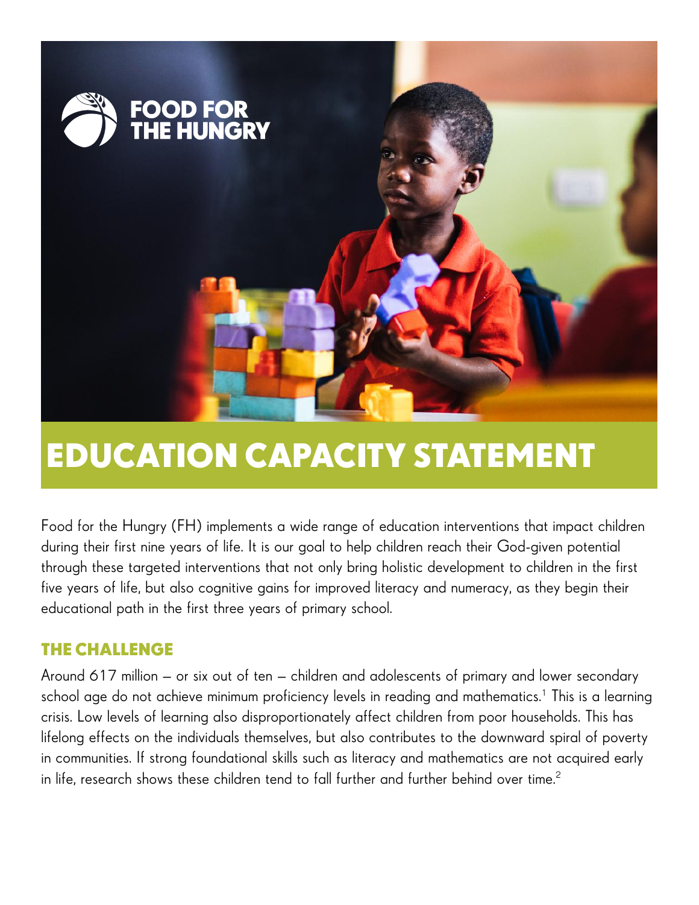FOOD FOR THE HUNGRY

# EDUCATION CAPACITY STATEMENT

Food for the Hungry (FH) implements a wide range of education interventions that impact children during their first nine years of life. It is our goal to help children reach their God-given potential through these targeted interventions that not only bring holistic development to children in the first five years of life, but also cognitive gains for improved literacy and numeracy, as they begin their educational path in the first three years of primary school.

## THE CHALLENGE

Around 617 million – or six out of ten – children and adolescents of primary and lower secondary school age do not achieve minimum proficiency levels in reading and mathematics.[1] This is a learning crisis. Low levels of learning also disproportionately affect children from poor households. This has lifelong effects on the individuals themselves, but also contributes to the downward spiral of poverty in communities. If strong foundational skills such as literacy and mathematics are not acquired early in life, research shows these children tend to fall further and further behind over time.[2]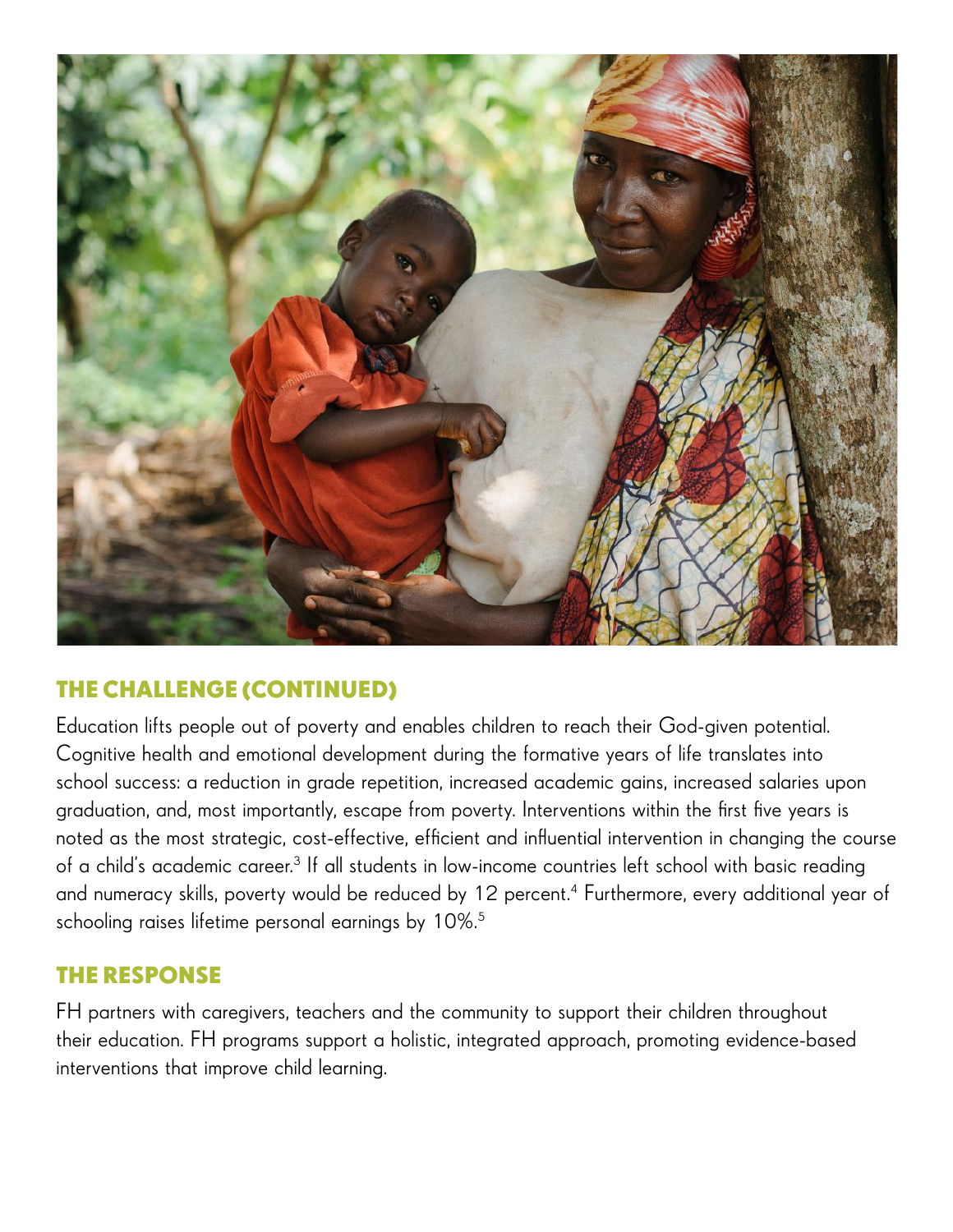## THE CHALLENGE (CONTINUED)

Education lifts people out of poverty and enables children to reach their God-given potential. Cognitive health and emotional development during the formative years of life translates into school success: a reduction in grade repetition, increased academic gains, increased salaries upon graduation, and, most importantly, escape from poverty. Interventions within the first five years is noted as the most strategic, cost-effective, efficient and influential intervention in changing the course of a child's academic career.[3] If all students in low-income countries left school with basic reading and numeracy skills, poverty would be reduced by 12 percent.[4] Furthermore, every additional year of schooling raises lifetime personal earnings by 10%.[5]

## THE RESPONSE

FH partners with caregivers, teachers and the community to support their children throughout their education. FH programs support a holistic, integrated approach, promoting evidence-based interventions that improve child learning.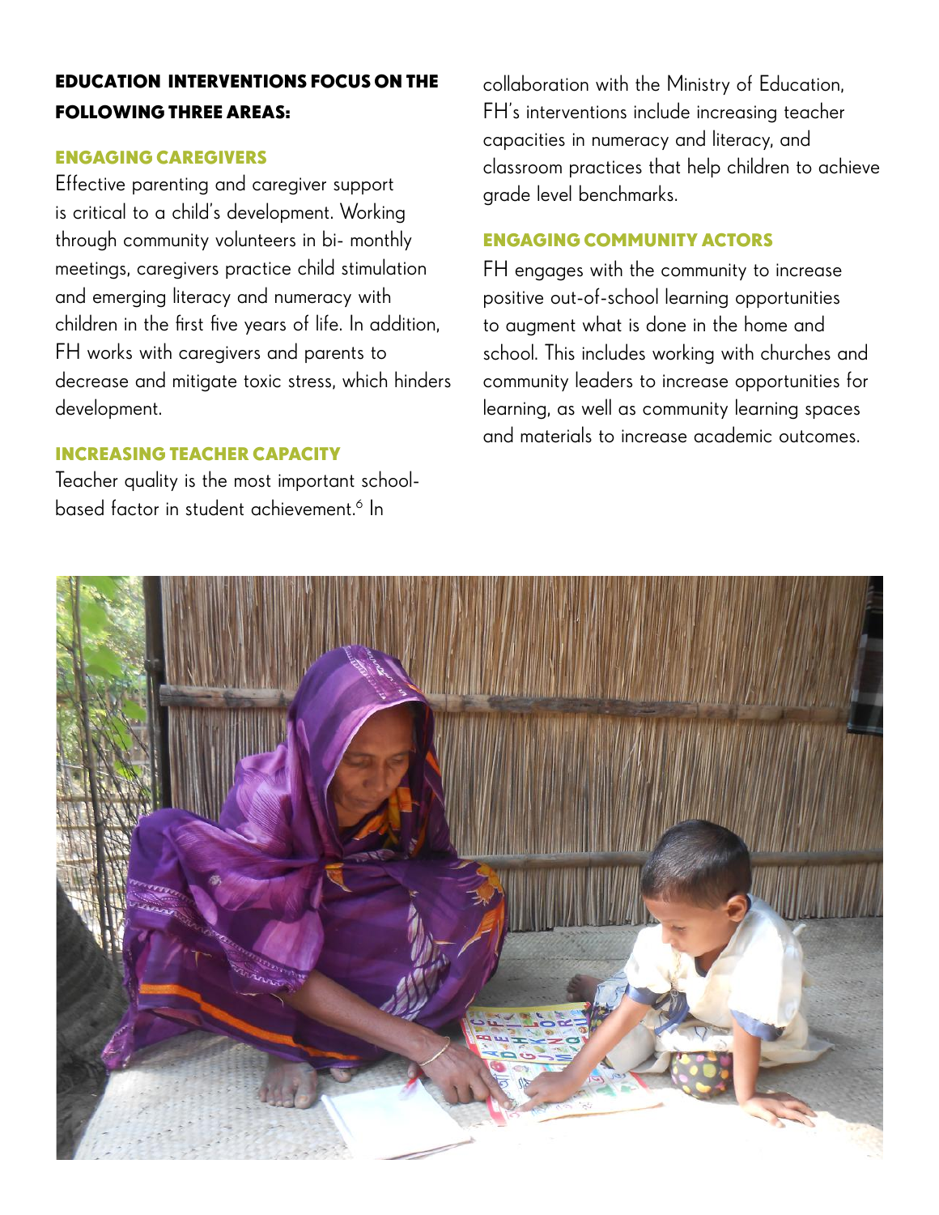## EDUCATION INTERVENTIONS FOCUS ON THE FOLLOWING THREE AREAS:

### ENGAGING CAREGIVERS

Effective parenting and caregiver support is critical to a child's development. Working through community volunteers in bi- monthly meetings, caregivers practice child stimulation and emerging literacy and numeracy with children in the first five years of life. In addition, FH works with caregivers and parents to decrease and mitigate toxic stress, which hinders development.

### INCREASING TEACHER CAPACITY

Teacher quality is the most important school-based factor in student achievement.[6] In collaboration with the Ministry of Education, FH's interventions include increasing teacher capacities in numeracy and literacy, and classroom practices that help children to achieve grade level benchmarks.

### ENGAGING COMMUNITY ACTORS

FH engages with the community to increase positive out-of-school learning opportunities to augment what is done in the home and school. This includes working with churches and community leaders to increase opportunities for learning, as well as community learning spaces and materials to increase academic outcomes.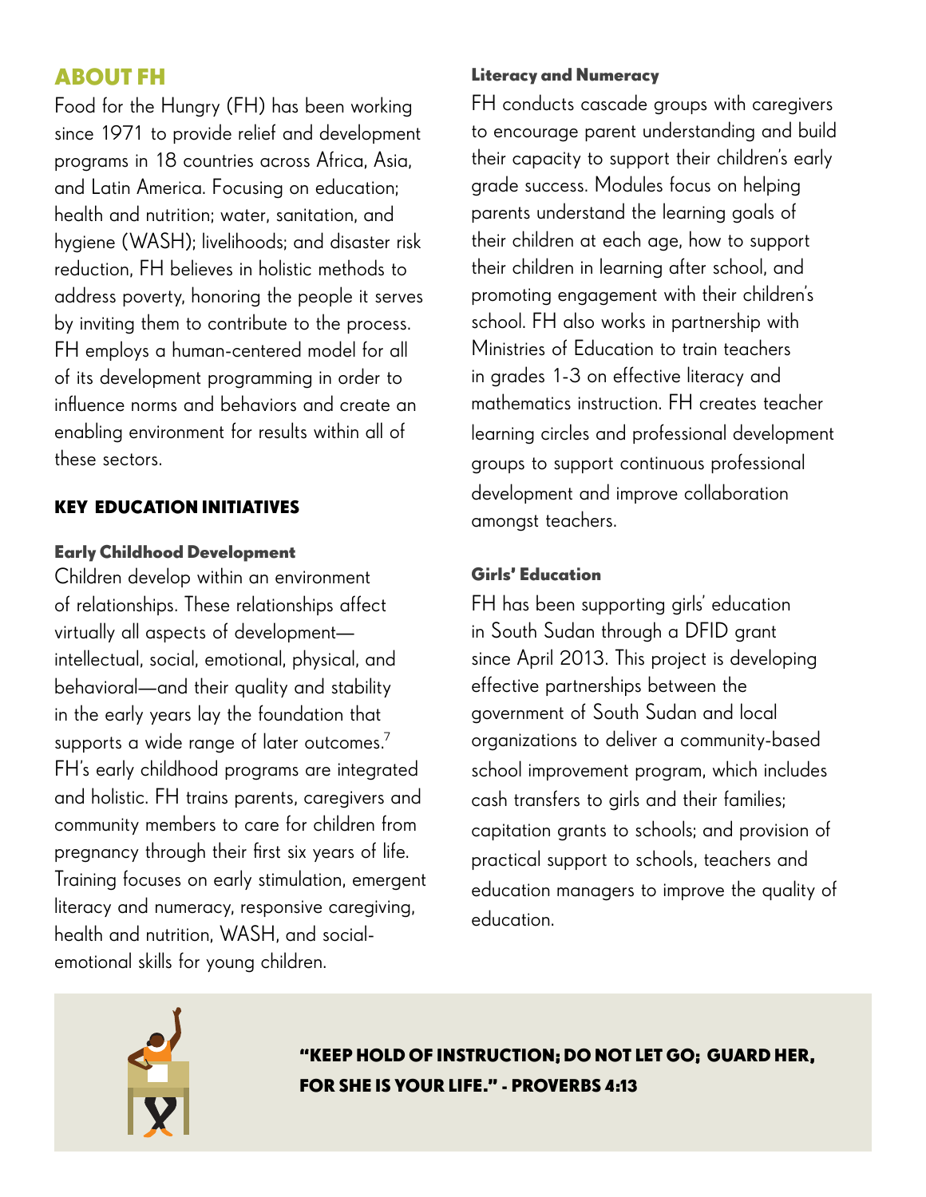## ABOUT FH

Food for the Hungry (FH) has been working since 1971 to provide relief and development programs in 18 countries across Africa, Asia, and Latin America. Focusing on education; health and nutrition; water, sanitation, and hygiene (WASH); livelihoods; and disaster risk reduction, FH believes in holistic methods to address poverty, honoring the people it serves by inviting them to contribute to the process. FH employs a human-centered model for all of its development programming in order to influence norms and behaviors and create an enabling environment for results within all of these sectors.

## KEY EDUCATION INITIATIVES

### Early Childhood Development

Children develop within an environment of relationships. These relationships affect virtually all aspects of development—intellectual, social, emotional, physical, and behavioral—and their quality and stability in the early years lay the foundation that supports a wide range of later outcomes.[7] FH's early childhood programs are integrated and holistic. FH trains parents, caregivers and community members to care for children from pregnancy through their first six years of life. Training focuses on early stimulation, emergent literacy and numeracy, responsive caregiving, health and nutrition, WASH, and social-emotional skills for young children.

### Literacy and Numeracy

FH conducts cascade groups with caregivers to encourage parent understanding and build their capacity to support their children's early grade success. Modules focus on helping parents understand the learning goals of their children at each age, how to support their children in learning after school, and promoting engagement with their children's school. FH also works in partnership with Ministries of Education to train teachers in grades 1-3 on effective literacy and mathematics instruction. FH creates teacher learning circles and professional development groups to support continuous professional development and improve collaboration amongst teachers.

### Girls' Education

FH has been supporting girls' education in South Sudan through a DFID grant since April 2013. This project is developing effective partnerships between the government of South Sudan and local organizations to deliver a community-based school improvement program, which includes cash transfers to girls and their families; capitation grants to schools; and provision of practical support to schools, teachers and education managers to improve the quality of education.

**"KEEP HOLD OF INSTRUCTION; DO NOT LET GO; GUARD HER, FOR SHE IS YOUR LIFE." - PROVERBS 4:13**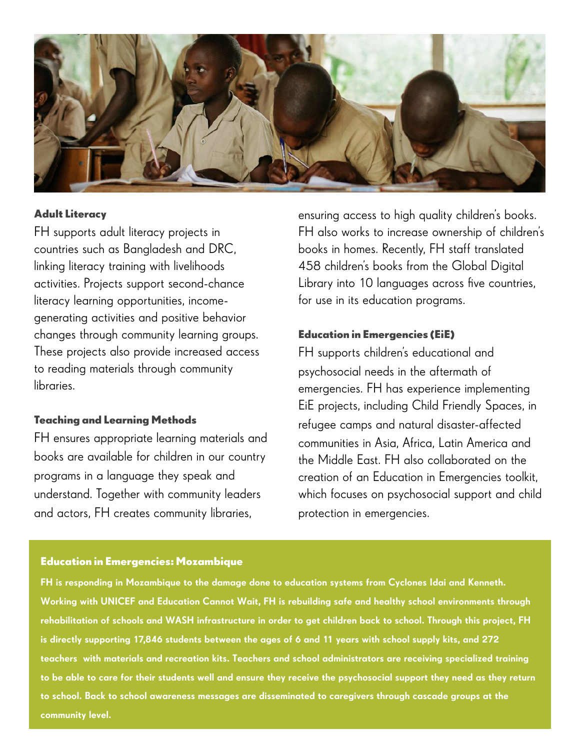### Adult Literacy

FH supports adult literacy projects in countries such as Bangladesh and DRC, linking literacy training with livelihoods activities. Projects support second-chance literacy learning opportunities, income-generating activities and positive behavior changes through community learning groups. These projects also provide increased access to reading materials through community libraries.

### Teaching and Learning Methods

FH ensures appropriate learning materials and books are available for children in our country programs in a language they speak and understand. Together with community leaders and actors, FH creates community libraries, ensuring access to high quality children's books. FH also works to increase ownership of children's books in homes. Recently, FH staff translated 458 children's books from the Global Digital Library into 10 languages across five countries, for use in its education programs.

### Education in Emergencies (EiE)

FH supports children's educational and psychosocial needs in the aftermath of emergencies. FH has experience implementing EiE projects, including Child Friendly Spaces, in refugee camps and natural disaster-affected communities in Asia, Africa, Latin America and the Middle East. FH also collaborated on the creation of an Education in Emergencies toolkit, which focuses on psychosocial support and child protection in emergencies.

### Education in Emergencies: Mozambique

**FH is responding in Mozambique to the damage done to education systems from Cyclones Idai and Kenneth. Working with UNICEF and Education Cannot Wait, FH is rebuilding safe and healthy school environments through rehabilitation of schools and WASH infrastructure in order to get children back to school. Through this project, FH is directly supporting 17,846 students between the ages of 6 and 11 years with school supply kits, and 272 teachers with materials and recreation kits. Teachers and school administrators are receiving specialized training to be able to care for their students well and ensure they receive the psychosocial support they need as they return to school. Back to school awareness messages are disseminated to caregivers through cascade groups at the community level.**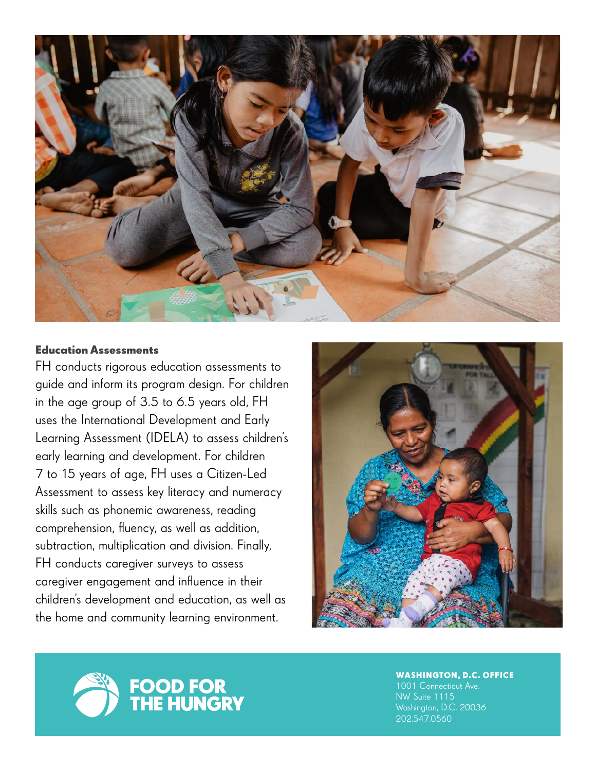### Education Assessments

FH conducts rigorous education assessments to guide and inform its program design. For children in the age group of 3.5 to 6.5 years old, FH uses the International Development and Early Learning Assessment (IDELA) to assess children's early learning and development. For children 7 to 15 years of age, FH uses a Citizen-Led Assessment to assess key literacy and numeracy skills such as phonemic awareness, reading comprehension, fluency, as well as addition, subtraction, multiplication and division. Finally, FH conducts caregiver surveys to assess caregiver engagement and influence in their children's development and education, as well as the home and community learning environment.

**FOOD FOR THE HUNGRY**

**WASHINGTON, D.C. OFFICE**
1001 Connecticut Ave.
NW Suite 1115
Washington, D.C. 20036
202.547.0560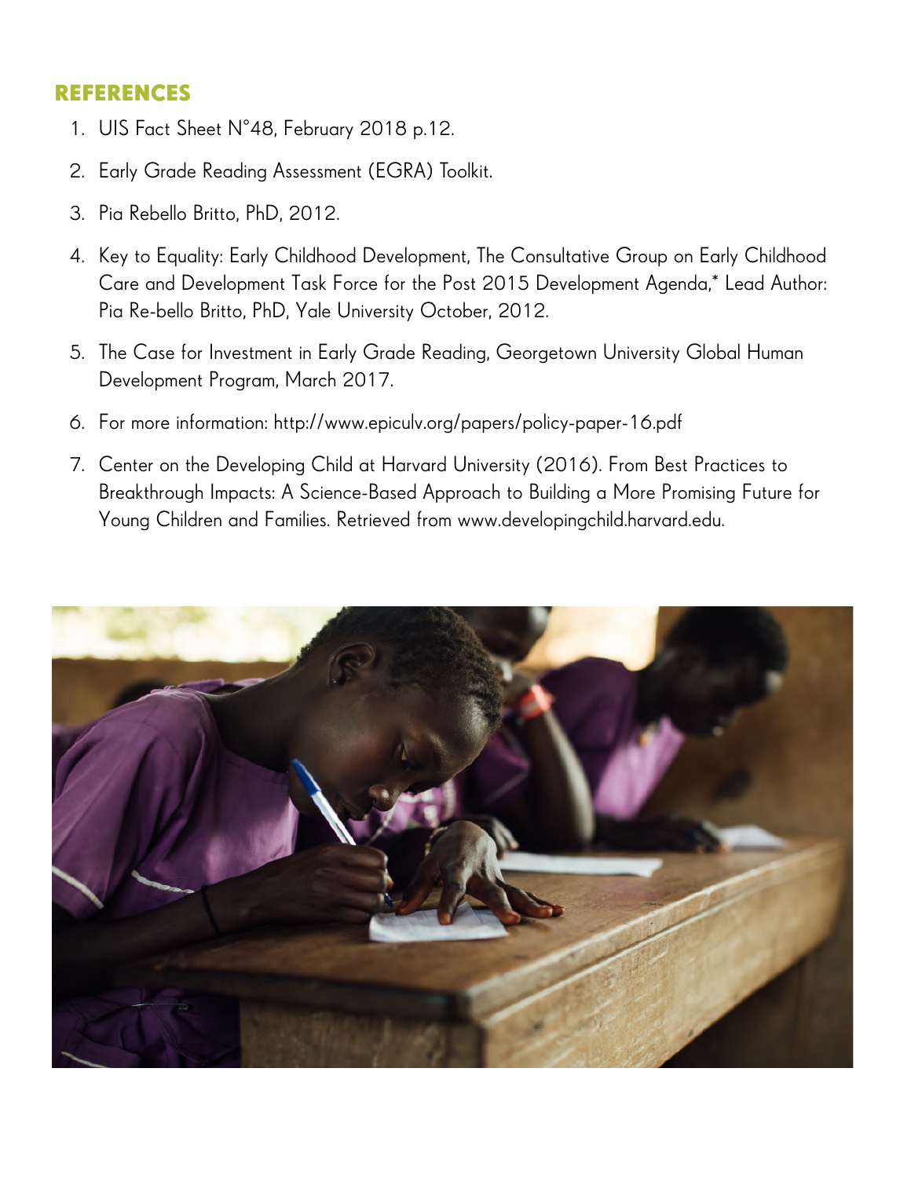## REFERENCES

1. UIS Fact Sheet N°48, February 2018 p.12.
2. Early Grade Reading Assessment (EGRA) Toolkit.
3. Pia Rebello Britto, PhD, 2012.
4. Key to Equality: Early Childhood Development, The Consultative Group on Early Childhood Care and Development Task Force for the Post 2015 Development Agenda,* Lead Author: Pia Re-bello Britto, PhD, Yale University October, 2012.
5. The Case for Investment in Early Grade Reading, Georgetown University Global Human Development Program, March 2017.
6. For more information: http://www.epiculv.org/papers/policy-paper-16.pdf
7. Center on the Developing Child at Harvard University (2016). From Best Practices to Breakthrough Impacts: A Science-Based Approach to Building a More Promising Future for Young Children and Families. Retrieved from www.developingchild.harvard.edu.